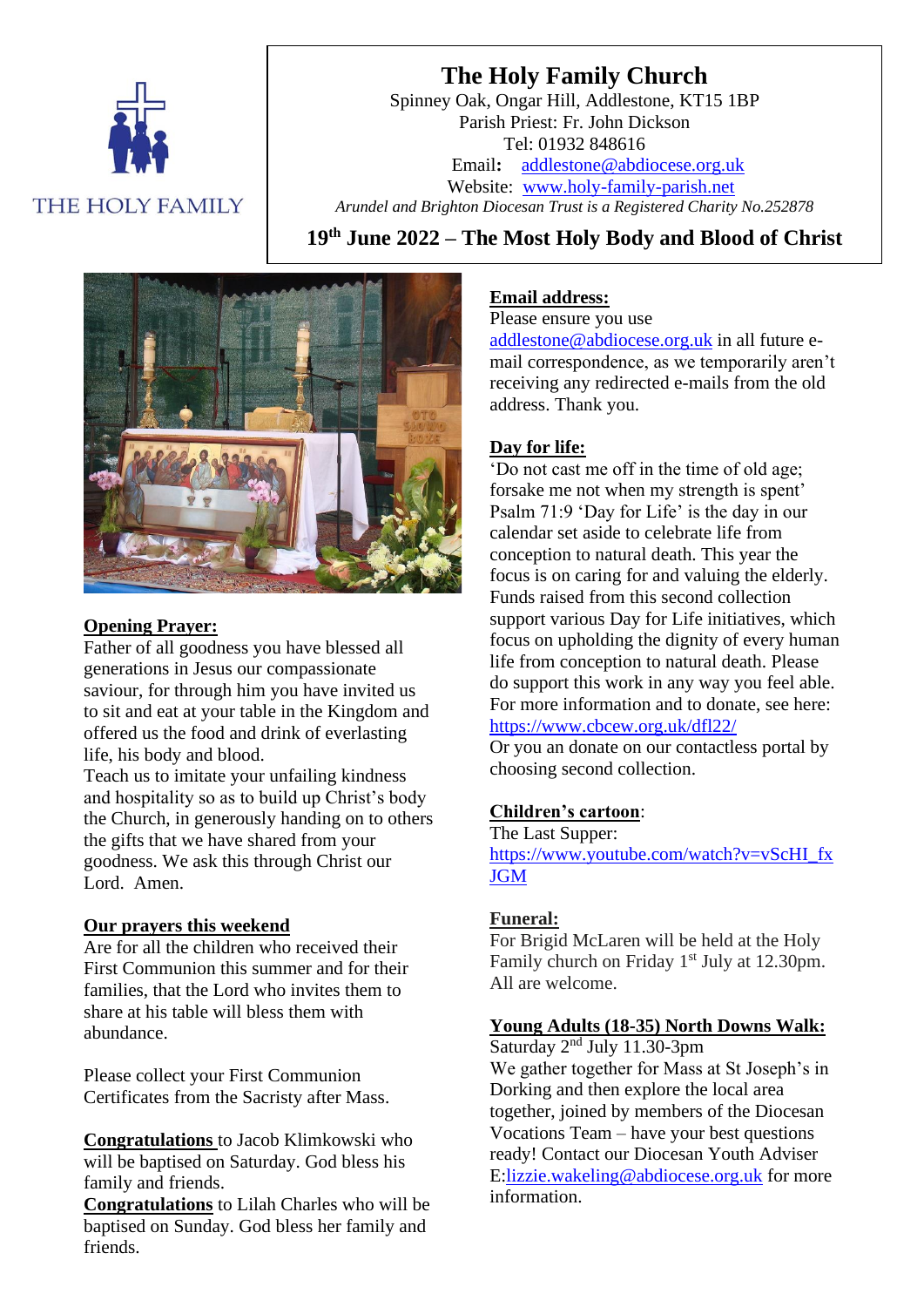# The Holy Family Church

Spinney Oak, Ongar Hill, Addlestone, KT15 1BP
Parish Priest: Fr. John Dickson
Tel: 01932 848616
Email: addlestone@abdiocese.org.uk
Website: www.holy-family-parish.net
*Arundel and Brighton Diocesan Trust is a Registered Charity No.252878*

THE HOLY FAMILY

## 19th June 2022 – The Most Holy Body and Blood of Christ

**Opening Prayer:**
Father of all goodness you have blessed all generations in Jesus our compassionate saviour, for through him you have invited us to sit and eat at your table in the Kingdom and offered us the food and drink of everlasting life, his body and blood.
Teach us to imitate your unfailing kindness and hospitality so as to build up Christ's body the Church, in generously handing on to others the gifts that we have shared from your goodness. We ask this through Christ our Lord. Amen.

**Our prayers this weekend**
Are for all the children who received their First Communion this summer and for their families, that the Lord who invites them to share at his table will bless them with abundance.

Please collect your First Communion Certificates from the Sacristy after Mass.

**Congratulations** to Jacob Klimkowski who will be baptised on Saturday. God bless his family and friends.
**Congratulations** to Lilah Charles who will be baptised on Sunday. God bless her family and friends.

**Email address:**
Please ensure you use addlestone@abdiocese.org.uk in all future e-mail correspondence, as we temporarily aren't receiving any redirected e-mails from the old address. Thank you.

**Day for life:**
'Do not cast me off in the time of old age; forsake me not when my strength is spent' Psalm 71:9 'Day for Life' is the day in our calendar set aside to celebrate life from conception to natural death. This year the focus is on caring for and valuing the elderly. Funds raised from this second collection support various Day for Life initiatives, which focus on upholding the dignity of every human life from conception to natural death. Please do support this work in any way you feel able. For more information and to donate, see here: https://www.cbcew.org.uk/dfl22/
Or you an donate on our contactless portal by choosing second collection.

**Children's cartoon**:
The Last Supper:
https://www.youtube.com/watch?v=vScHI_fxJGM

**Funeral:**
For Brigid McLaren will be held at the Holy Family church on Friday 1st July at 12.30pm. All are welcome.

**Young Adults (18-35) North Downs Walk:**
Saturday 2nd July 11.30-3pm
We gather together for Mass at St Joseph's in Dorking and then explore the local area together, joined by members of the Diocesan Vocations Team – have your best questions ready! Contact our Diocesan Youth Adviser E:lizzie.wakeling@abdiocese.org.uk for more information.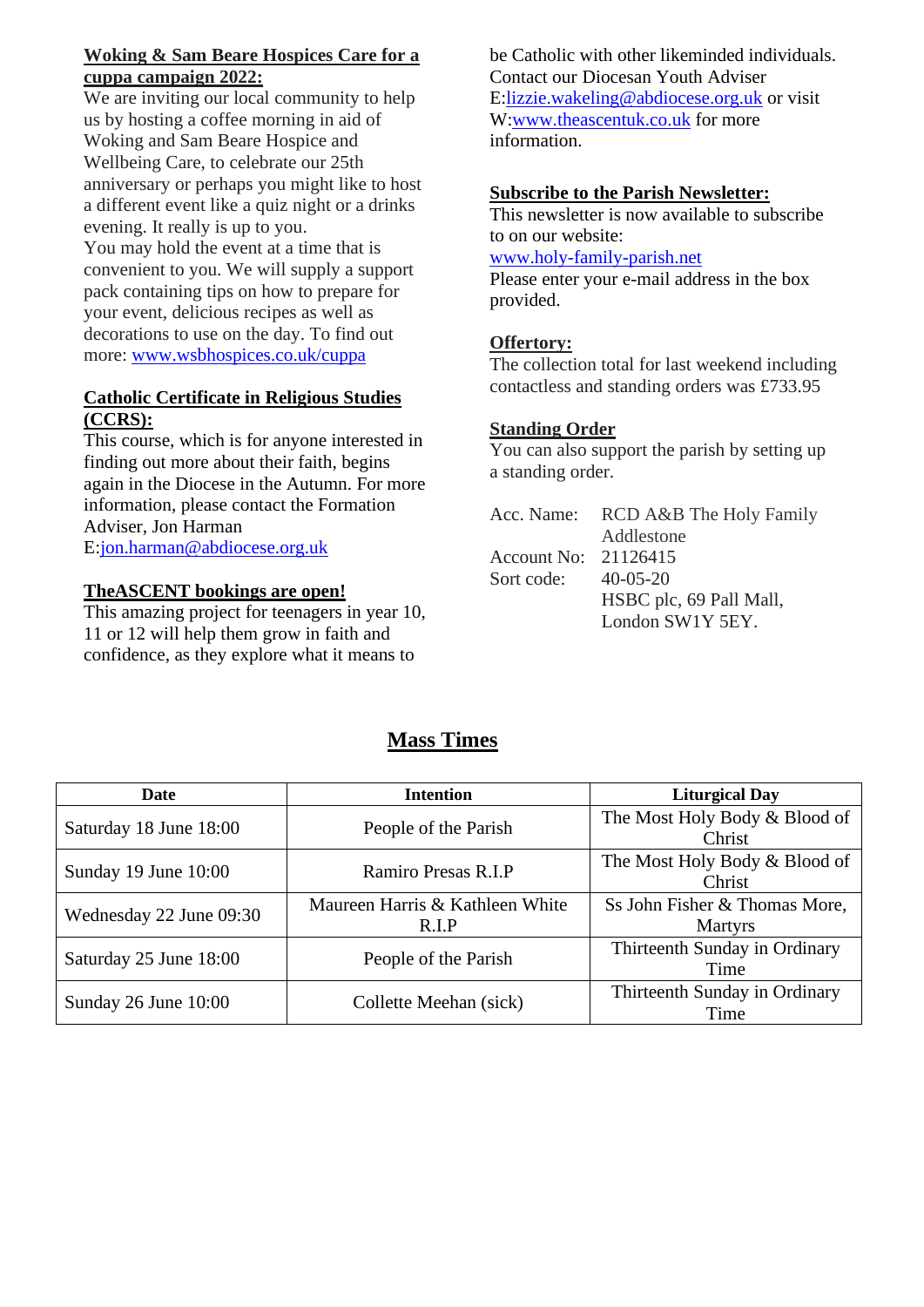**Woking & Sam Beare Hospices Care for a cuppa campaign 2022:**

We are inviting our local community to help us by hosting a coffee morning in aid of Woking and Sam Beare Hospice and Wellbeing Care, to celebrate our 25th anniversary or perhaps you might like to host a different event like a quiz night or a drinks evening. It really is up to you.

You may hold the event at a time that is convenient to you. We will supply a support pack containing tips on how to prepare for your event, delicious recipes as well as decorations to use on the day. To find out more: www.wsbhospices.co.uk/cuppa

**Catholic Certificate in Religious Studies (CCRS):**

This course, which is for anyone interested in finding out more about their faith, begins again in the Diocese in the Autumn. For more information, please contact the Formation Adviser, Jon Harman E:jon.harman@abdiocese.org.uk

**TheASCENT bookings are open!**

This amazing project for teenagers in year 10, 11 or 12 will help them grow in faith and confidence, as they explore what it means to be Catholic with other likeminded individuals. Contact our Diocesan Youth Adviser E:lizzie.wakeling@abdiocese.org.uk or visit W:www.theascentuk.co.uk for more information.

**Subscribe to the Parish Newsletter:**

This newsletter is now available to subscribe to on our website:
www.holy-family-parish.net
Please enter your e-mail address in the box provided.

**Offertory:**

The collection total for last weekend including contactless and standing orders was £733.95

**Standing Order**

You can also support the parish by setting up a standing order.

| | |
|---|---|
| Acc. Name: | RCD A&B The Holy Family Addlestone |
| Account No: | 21126415 |
| Sort code: | 40-05-20 |
| | HSBC plc, 69 Pall Mall, London SW1Y 5EY. |

## Mass Times

| Date | Intention | Liturgical Day |
|---|---|---|
| Saturday 18 June 18:00 | People of the Parish | The Most Holy Body & Blood of Christ |
| Sunday 19 June 10:00 | Ramiro Presas R.I.P | The Most Holy Body & Blood of Christ |
| Wednesday 22 June 09:30 | Maureen Harris & Kathleen White R.I.P | Ss John Fisher & Thomas More, Martyrs |
| Saturday 25 June 18:00 | People of the Parish | Thirteenth Sunday in Ordinary Time |
| Sunday 26 June 10:00 | Collette Meehan (sick) | Thirteenth Sunday in Ordinary Time |